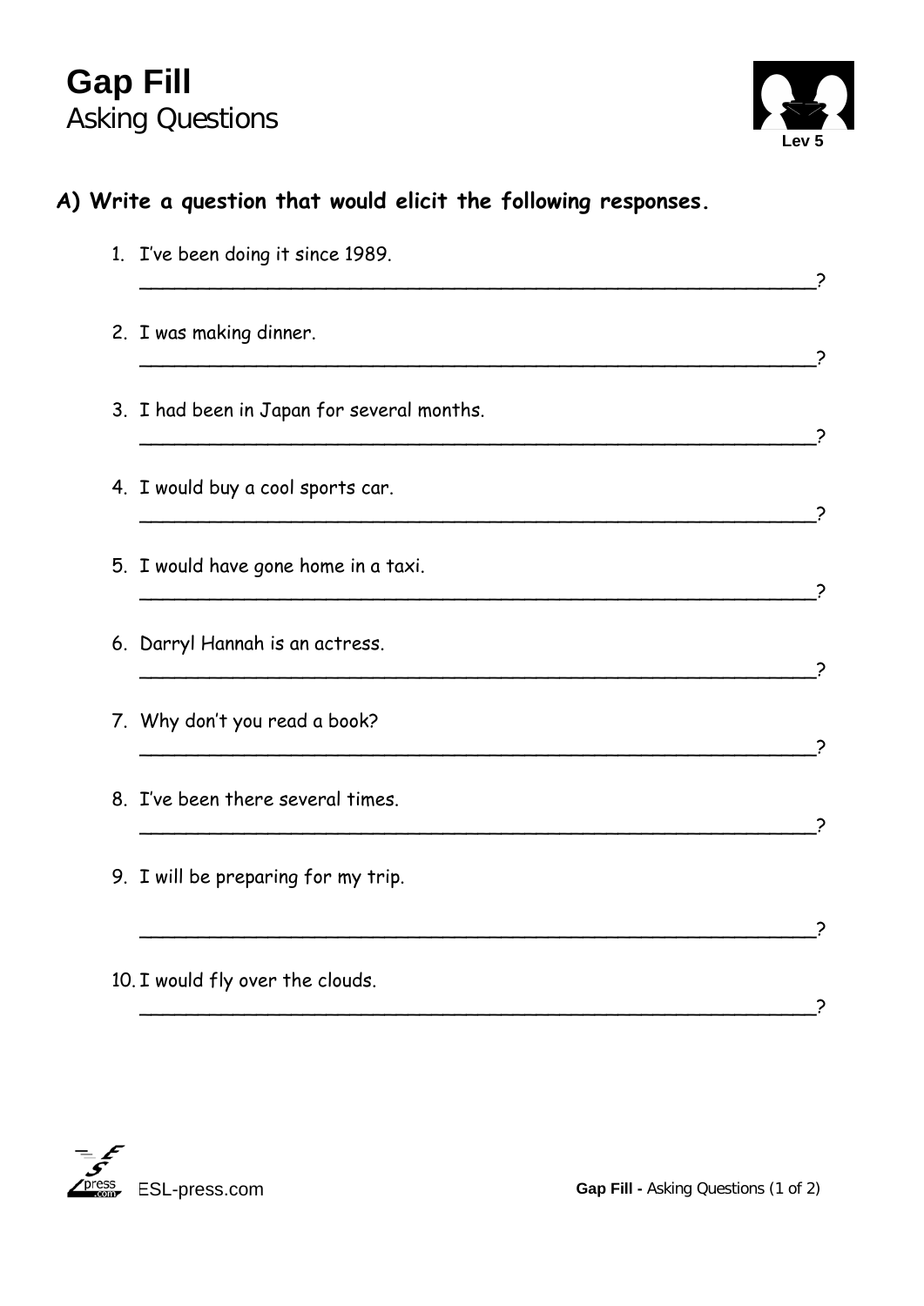# Gap Fill
Asking Questions

Lev 5

## A) Write a question that would elicit the following responses.

1. I've been doing it since 1989.
   ____________________________________________________________?

2. I was making dinner.
   ____________________________________________________________?

3. I had been in Japan for several months.
   ____________________________________________________________?

4. I would buy a cool sports car.
   ____________________________________________________________?

5. I would have gone home in a taxi.
   ____________________________________________________________?

6. Darryl Hannah is an actress.
   ____________________________________________________________?

7. Why don't you read a book?
   ____________________________________________________________?

8. I've been there several times.
   ____________________________________________________________?

9. I will be preparing for my trip.
   ____________________________________________________________?

10. I would fly over the clouds.
    ____________________________________________________________?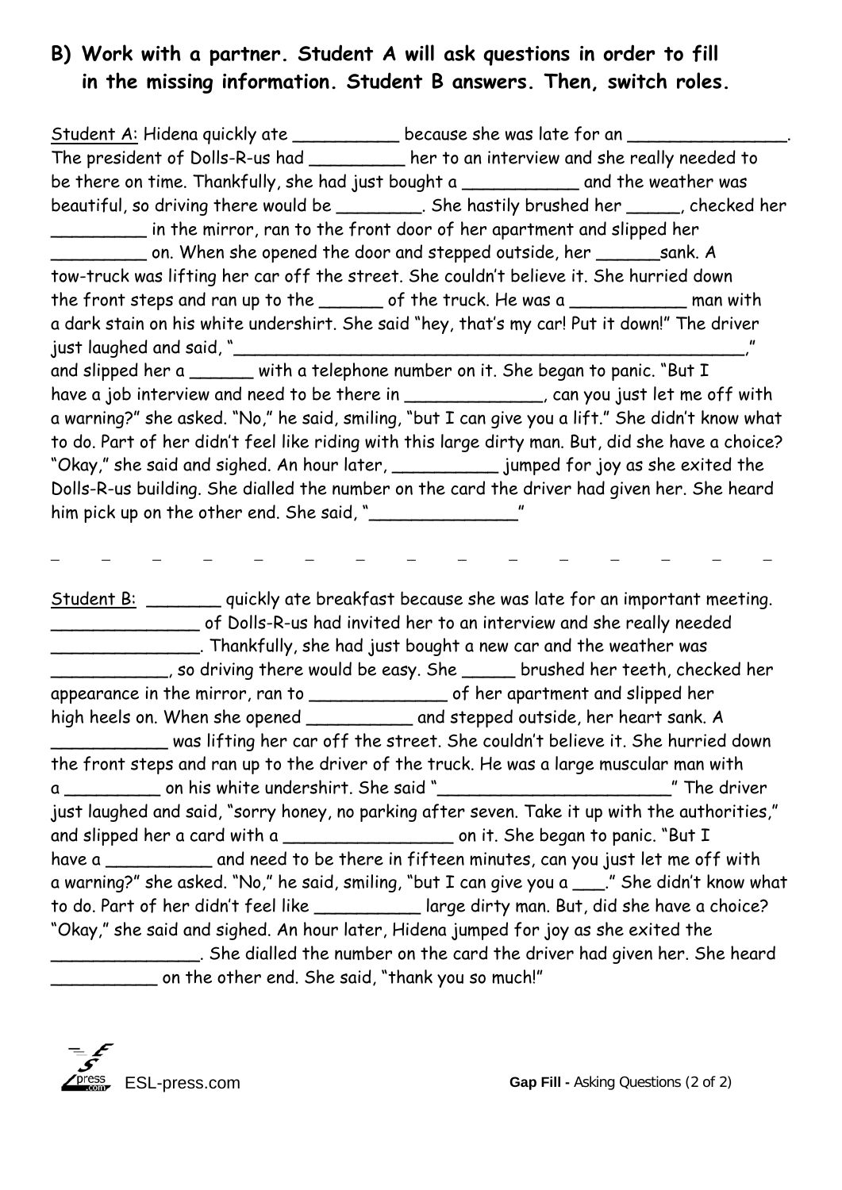## B) Work with a partner. Student A will ask questions in order to fill in the missing information. Student B answers. Then, switch roles.

Student A: Hidena quickly ate __________ because she was late for an _______________. The president of Dolls-R-us had _________ her to an interview and she really needed to be there on time. Thankfully, she had just bought a ___________ and the weather was beautiful, so driving there would be ________. She hastily brushed her _____, checked her _________ in the mirror, ran to the front door of her apartment and slipped her _________ on. When she opened the door and stepped outside, her ______sank. A tow-truck was lifting her car off the street. She couldn't believe it. She hurried down the front steps and ran up to the ______ of the truck. He was a ___________ man with a dark stain on his white undershirt. She said "hey, that's my car! Put it down!" The driver just laughed and said, "_____________________________________________________," and slipped her a ______ with a telephone number on it. She began to panic. "But I have a job interview and need to be there in _____________, can you just let me off with a warning?" she asked. "No," he said, smiling, "but I can give you a lift." She didn't know what to do. Part of her didn't feel like riding with this large dirty man. But, did she have a choice? "Okay," she said and sighed. An hour later, __________ jumped for joy as she exited the Dolls-R-us building. She dialled the number on the card the driver had given her. She heard him pick up on the other end. She said, "______________"

\- - - - - - - - - - - - - - -

Student B: _______ quickly ate breakfast because she was late for an important meeting. ______________ of Dolls-R-us had invited her to an interview and she really needed ______________. Thankfully, she had just bought a new car and the weather was ____________, so driving there would be easy. She _____ brushed her teeth, checked her appearance in the mirror, ran to _____________ of her apartment and slipped her high heels on. When she opened __________ and stepped outside, her heart sank. A ___________ was lifting her car off the street. She couldn't believe it. She hurried down the front steps and ran up to the driver of the truck. He was a large muscular man with a _________ on his white undershirt. She said "______________________" The driver just laughed and said, "sorry honey, no parking after seven. Take it up with the authorities," and slipped her a card with a ________________ on it. She began to panic. "But I have a __________ and need to be there in fifteen minutes, can you just let me off with a warning?" she asked. "No," he said, smiling, "but I can give you a ___." She didn't know what to do. Part of her didn't feel like __________ large dirty man. But, did she have a choice? "Okay," she said and sighed. An hour later, Hidena jumped for joy as she exited the ______________. She dialled the number on the card the driver had given her. She heard __________ on the other end. She said, "thank you so much!"